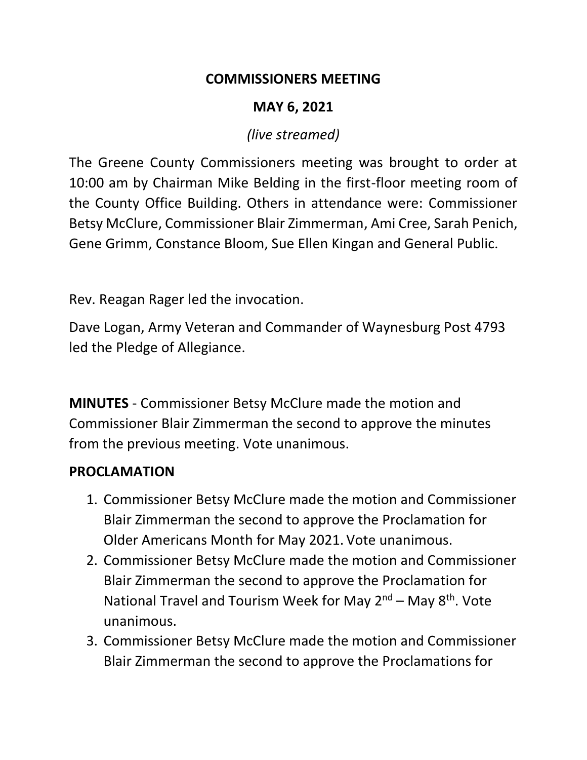# COMMISSIONERS MEETING

## MAY 6, 2021

*(live streamed)*

The Greene County Commissioners meeting was brought to order at 10:00 am by Chairman Mike Belding in the first-floor meeting room of the County Office Building. Others in attendance were: Commissioner Betsy McClure, Commissioner Blair Zimmerman, Ami Cree, Sarah Penich, Gene Grimm, Constance Bloom, Sue Ellen Kingan and General Public.

Rev. Reagan Rager led the invocation.

Dave Logan, Army Veteran and Commander of Waynesburg Post 4793 led the Pledge of Allegiance.

**MINUTES** - Commissioner Betsy McClure made the motion and Commissioner Blair Zimmerman the second to approve the minutes from the previous meeting. Vote unanimous.

**PROCLAMATION**

1. Commissioner Betsy McClure made the motion and Commissioner Blair Zimmerman the second to approve the Proclamation for Older Americans Month for May 2021. Vote unanimous.
2. Commissioner Betsy McClure made the motion and Commissioner Blair Zimmerman the second to approve the Proclamation for National Travel and Tourism Week for May 2nd – May 8th. Vote unanimous.
3. Commissioner Betsy McClure made the motion and Commissioner Blair Zimmerman the second to approve the Proclamations for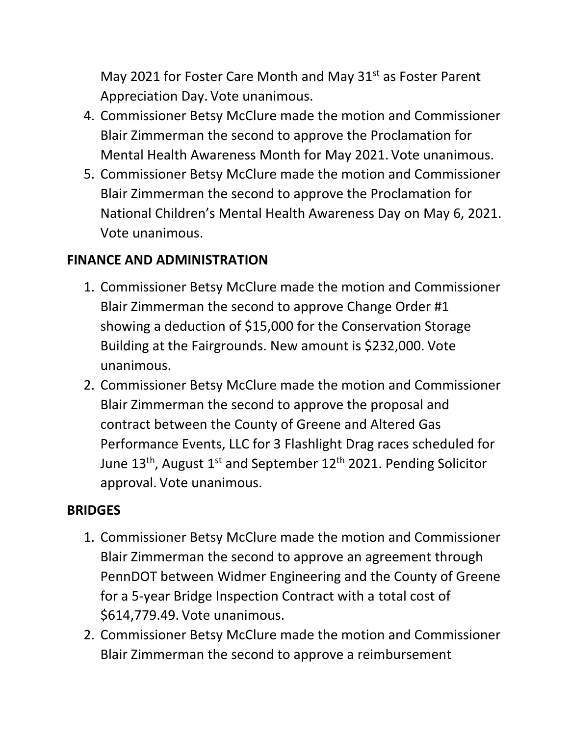May 2021 for Foster Care Month and May 31st as Foster Parent Appreciation Day. Vote unanimous.

4. Commissioner Betsy McClure made the motion and Commissioner Blair Zimmerman the second to approve the Proclamation for Mental Health Awareness Month for May 2021. Vote unanimous.
5. Commissioner Betsy McClure made the motion and Commissioner Blair Zimmerman the second to approve the Proclamation for National Children's Mental Health Awareness Day on May 6, 2021. Vote unanimous.

**FINANCE AND ADMINISTRATION**

1. Commissioner Betsy McClure made the motion and Commissioner Blair Zimmerman the second to approve Change Order #1 showing a deduction of $15,000 for the Conservation Storage Building at the Fairgrounds. New amount is $232,000. Vote unanimous.
2. Commissioner Betsy McClure made the motion and Commissioner Blair Zimmerman the second to approve the proposal and contract between the County of Greene and Altered Gas Performance Events, LLC for 3 Flashlight Drag races scheduled for June 13th, August 1st and September 12th 2021. Pending Solicitor approval. Vote unanimous.

**BRIDGES**

1. Commissioner Betsy McClure made the motion and Commissioner Blair Zimmerman the second to approve an agreement through PennDOT between Widmer Engineering and the County of Greene for a 5-year Bridge Inspection Contract with a total cost of $614,779.49. Vote unanimous.
2. Commissioner Betsy McClure made the motion and Commissioner Blair Zimmerman the second to approve a reimbursement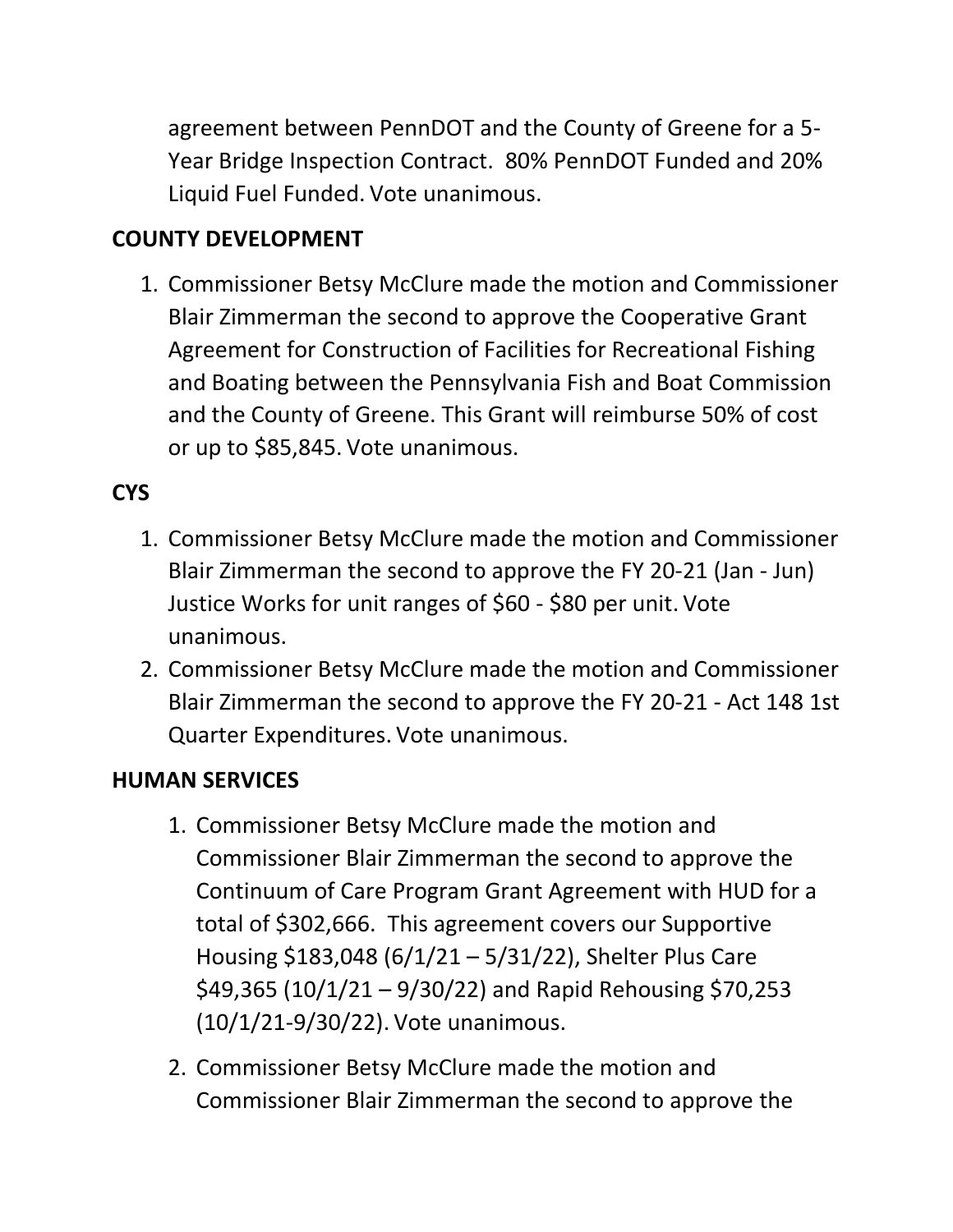agreement between PennDOT and the County of Greene for a 5-Year Bridge Inspection Contract. 80% PennDOT Funded and 20% Liquid Fuel Funded. Vote unanimous.

**COUNTY DEVELOPMENT**

1. Commissioner Betsy McClure made the motion and Commissioner Blair Zimmerman the second to approve the Cooperative Grant Agreement for Construction of Facilities for Recreational Fishing and Boating between the Pennsylvania Fish and Boat Commission and the County of Greene. This Grant will reimburse 50% of cost or up to $85,845. Vote unanimous.

**CYS**

1. Commissioner Betsy McClure made the motion and Commissioner Blair Zimmerman the second to approve the FY 20-21 (Jan - Jun) Justice Works for unit ranges of $60 - $80 per unit. Vote unanimous.
2. Commissioner Betsy McClure made the motion and Commissioner Blair Zimmerman the second to approve the FY 20-21 - Act 148 1st Quarter Expenditures. Vote unanimous.

**HUMAN SERVICES**

1. Commissioner Betsy McClure made the motion and Commissioner Blair Zimmerman the second to approve the Continuum of Care Program Grant Agreement with HUD for a total of $302,666. This agreement covers our Supportive Housing $183,048 (6/1/21 – 5/31/22), Shelter Plus Care $49,365 (10/1/21 – 9/30/22) and Rapid Rehousing $70,253 (10/1/21-9/30/22). Vote unanimous.
2. Commissioner Betsy McClure made the motion and Commissioner Blair Zimmerman the second to approve the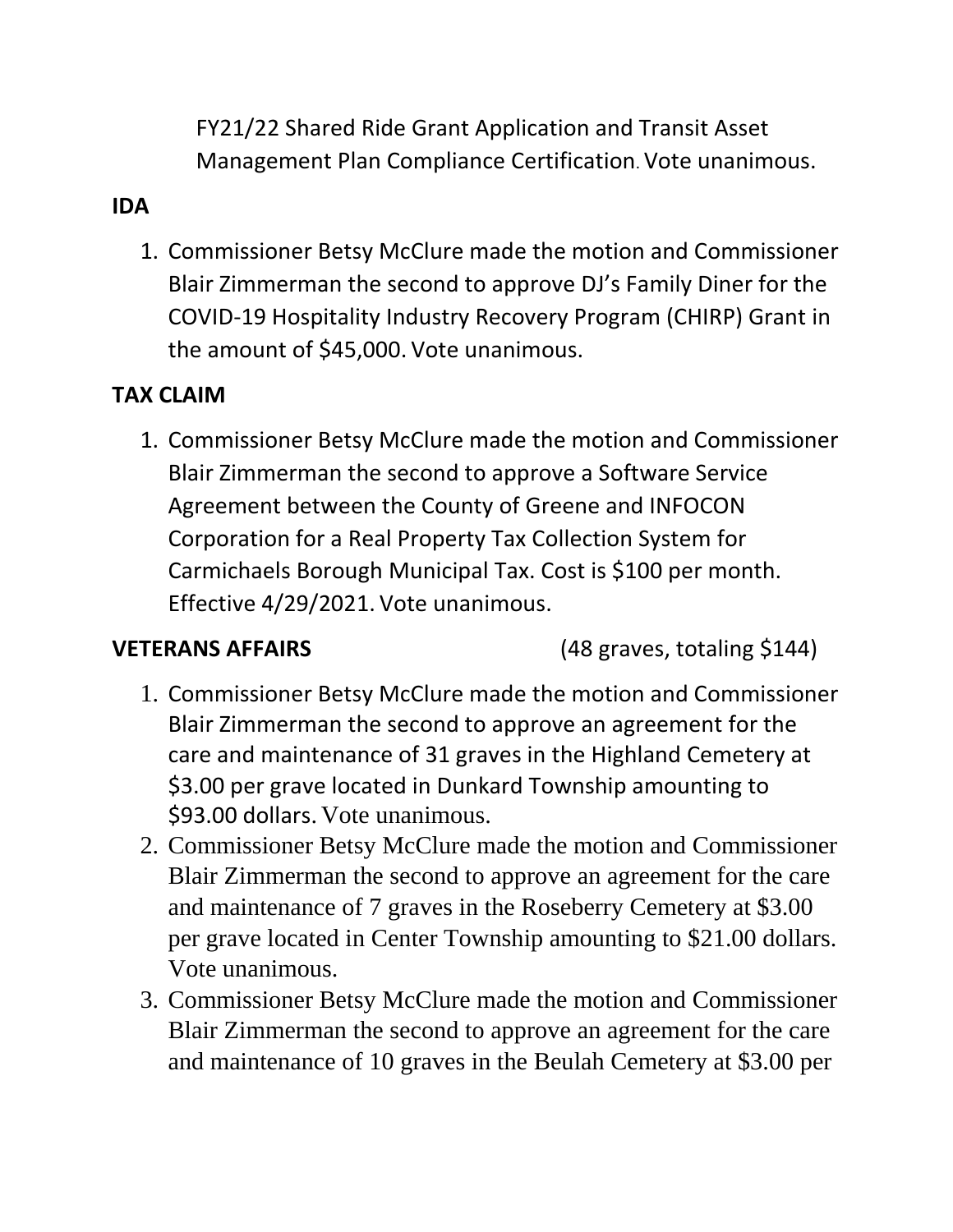FY21/22 Shared Ride Grant Application and Transit Asset Management Plan Compliance Certification. Vote unanimous.

**IDA**

1. Commissioner Betsy McClure made the motion and Commissioner Blair Zimmerman the second to approve DJ's Family Diner for the COVID-19 Hospitality Industry Recovery Program (CHIRP) Grant in the amount of $45,000. Vote unanimous.

**TAX CLAIM**

1. Commissioner Betsy McClure made the motion and Commissioner Blair Zimmerman the second to approve a Software Service Agreement between the County of Greene and INFOCON Corporation for a Real Property Tax Collection System for Carmichaels Borough Municipal Tax. Cost is $100 per month. Effective 4/29/2021. Vote unanimous.

**VETERANS AFFAIRS** (48 graves, totaling $144)

1. Commissioner Betsy McClure made the motion and Commissioner Blair Zimmerman the second to approve an agreement for the care and maintenance of 31 graves in the Highland Cemetery at $3.00 per grave located in Dunkard Township amounting to $93.00 dollars. Vote unanimous.
2. Commissioner Betsy McClure made the motion and Commissioner Blair Zimmerman the second to approve an agreement for the care and maintenance of 7 graves in the Roseberry Cemetery at $3.00 per grave located in Center Township amounting to $21.00 dollars. Vote unanimous.
3. Commissioner Betsy McClure made the motion and Commissioner Blair Zimmerman the second to approve an agreement for the care and maintenance of 10 graves in the Beulah Cemetery at $3.00 per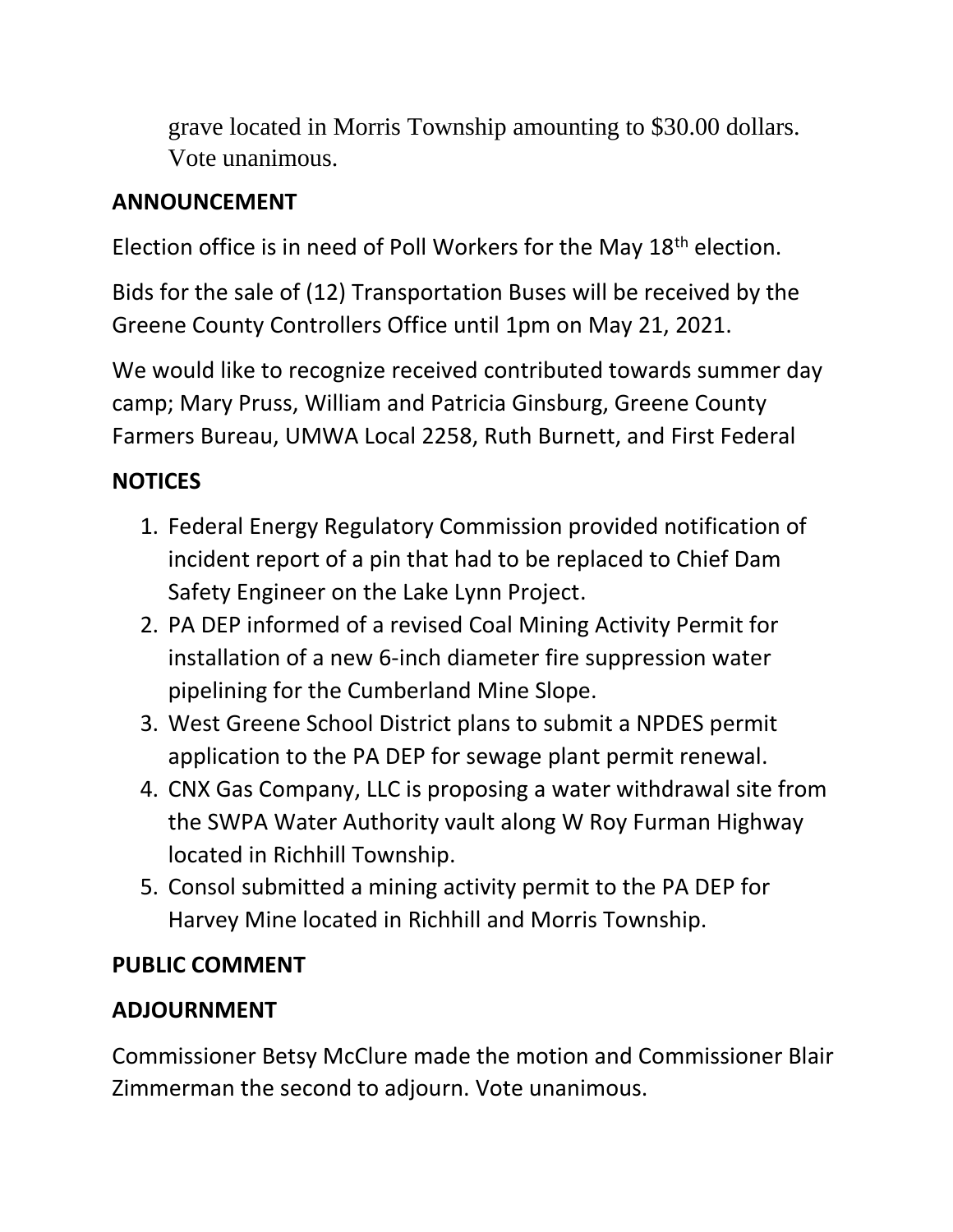grave located in Morris Township amounting to $30.00 dollars. Vote unanimous.

## ANNOUNCEMENT

Election office is in need of Poll Workers for the May 18th election.

Bids for the sale of (12) Transportation Buses will be received by the Greene County Controllers Office until 1pm on May 21, 2021.

We would like to recognize received contributed towards summer day camp; Mary Pruss, William and Patricia Ginsburg, Greene County Farmers Bureau, UMWA Local 2258, Ruth Burnett, and First Federal

## NOTICES

1. Federal Energy Regulatory Commission provided notification of incident report of a pin that had to be replaced to Chief Dam Safety Engineer on the Lake Lynn Project.
2. PA DEP informed of a revised Coal Mining Activity Permit for installation of a new 6-inch diameter fire suppression water pipelining for the Cumberland Mine Slope.
3. West Greene School District plans to submit a NPDES permit application to the PA DEP for sewage plant permit renewal.
4. CNX Gas Company, LLC is proposing a water withdrawal site from the SWPA Water Authority vault along W Roy Furman Highway located in Richhill Township.
5. Consol submitted a mining activity permit to the PA DEP for Harvey Mine located in Richhill and Morris Township.

## PUBLIC COMMENT

## ADJOURNMENT

Commissioner Betsy McClure made the motion and Commissioner Blair Zimmerman the second to adjourn. Vote unanimous.